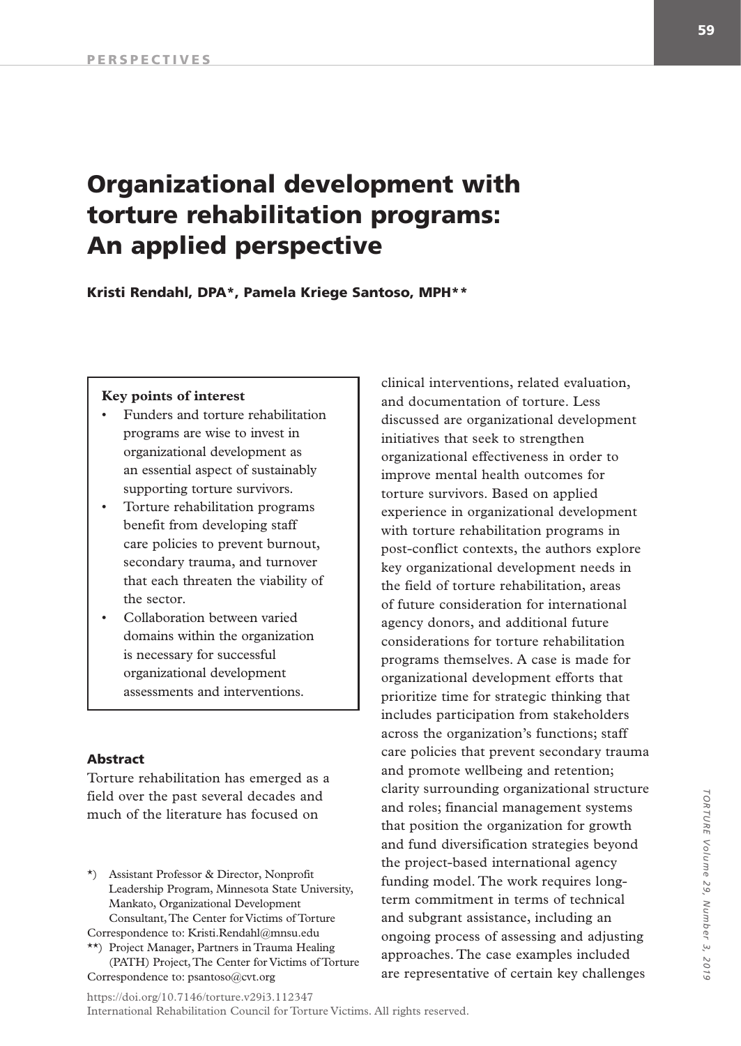# Organizational development with torture rehabilitation programs: An applied perspective

**Kristi Rendahl, DPA*, Pamela Kriege Santoso, MPH****

> **Key points of interest**
>
> - Funders and torture rehabilitation programs are wise to invest in organizational development as an essential aspect of sustainably supporting torture survivors.
> - Torture rehabilitation programs benefit from developing staff care policies to prevent burnout, secondary trauma, and turnover that each threaten the viability of the sector.
> - Collaboration between varied domains within the organization is necessary for successful organizational development assessments and interventions.

### Abstract

Torture rehabilitation has emerged as a field over the past several decades and much of the literature has focused on clinical interventions, related evaluation, and documentation of torture. Less discussed are organizational development initiatives that seek to strengthen organizational effectiveness in order to improve mental health outcomes for torture survivors. Based on applied experience in organizational development with torture rehabilitation programs in post-conflict contexts, the authors explore key organizational development needs in the field of torture rehabilitation, areas of future consideration for international agency donors, and additional future considerations for torture rehabilitation programs themselves. A case is made for organizational development efforts that prioritize time for strategic thinking that includes participation from stakeholders across the organization's functions; staff care policies that prevent secondary trauma and promote wellbeing and retention; clarity surrounding organizational structure and roles; financial management systems that position the organization for growth and fund diversification strategies beyond the project-based international agency funding model. The work requires long-term commitment in terms of technical and subgrant assistance, including an ongoing process of assessing and adjusting approaches. The case examples included are representative of certain key challenges

*) Assistant Professor & Director, Nonprofit Leadership Program, Minnesota State University, Mankato, Organizational Development Consultant, The Center for Victims of Torture
Correspondence to: Kristi.Rendahl@mnsu.edu

**) Project Manager, Partners in Trauma Healing (PATH) Project, The Center for Victims of Torture
Correspondence to: psantoso@cvt.org

https://doi.org/10.7146/torture.v29i3.112347
International Rehabilitation Council for Torture Victims. All rights reserved.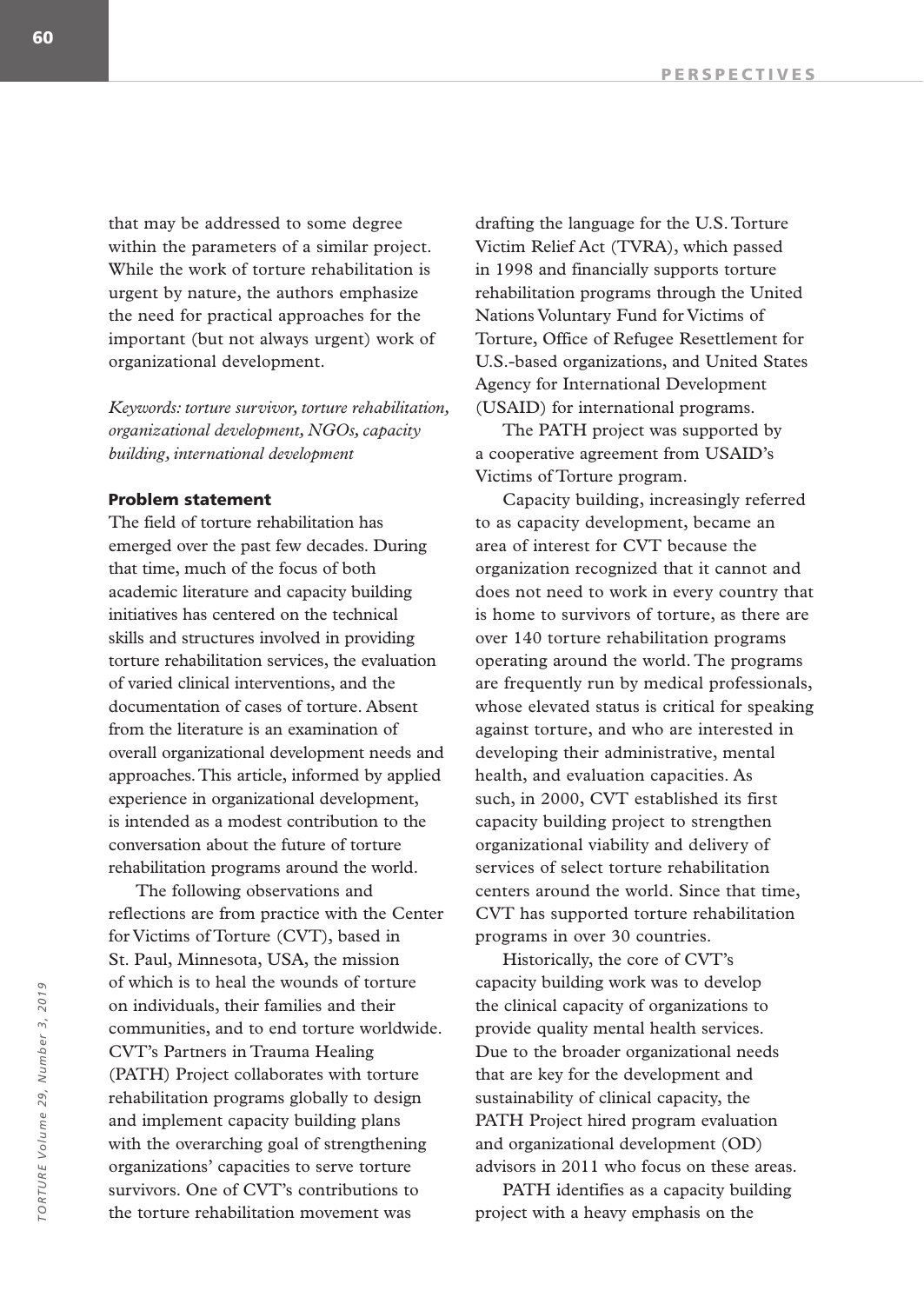that may be addressed to some degree within the parameters of a similar project. While the work of torture rehabilitation is urgent by nature, the authors emphasize the need for practical approaches for the important (but not always urgent) work of organizational development.

*Keywords: torture survivor, torture rehabilitation, organizational development, NGOs, capacity building, international development*

## Problem statement

The field of torture rehabilitation has emerged over the past few decades. During that time, much of the focus of both academic literature and capacity building initiatives has centered on the technical skills and structures involved in providing torture rehabilitation services, the evaluation of varied clinical interventions, and the documentation of cases of torture. Absent from the literature is an examination of overall organizational development needs and approaches. This article, informed by applied experience in organizational development, is intended as a modest contribution to the conversation about the future of torture rehabilitation programs around the world.

The following observations and reflections are from practice with the Center for Victims of Torture (CVT), based in St. Paul, Minnesota, USA, the mission of which is to heal the wounds of torture on individuals, their families and their communities, and to end torture worldwide. CVT's Partners in Trauma Healing (PATH) Project collaborates with torture rehabilitation programs globally to design and implement capacity building plans with the overarching goal of strengthening organizations' capacities to serve torture survivors. One of CVT's contributions to the torture rehabilitation movement was drafting the language for the U.S. Torture Victim Relief Act (TVRA), which passed in 1998 and financially supports torture rehabilitation programs through the United Nations Voluntary Fund for Victims of Torture, Office of Refugee Resettlement for U.S.-based organizations, and United States Agency for International Development (USAID) for international programs.

The PATH project was supported by a cooperative agreement from USAID's Victims of Torture program.

Capacity building, increasingly referred to as capacity development, became an area of interest for CVT because the organization recognized that it cannot and does not need to work in every country that is home to survivors of torture, as there are over 140 torture rehabilitation programs operating around the world. The programs are frequently run by medical professionals, whose elevated status is critical for speaking against torture, and who are interested in developing their administrative, mental health, and evaluation capacities. As such, in 2000, CVT established its first capacity building project to strengthen organizational viability and delivery of services of select torture rehabilitation centers around the world. Since that time, CVT has supported torture rehabilitation programs in over 30 countries.

Historically, the core of CVT's capacity building work was to develop the clinical capacity of organizations to provide quality mental health services. Due to the broader organizational needs that are key for the development and sustainability of clinical capacity, the PATH Project hired program evaluation and organizational development (OD) advisors in 2011 who focus on these areas.

PATH identifies as a capacity building project with a heavy emphasis on the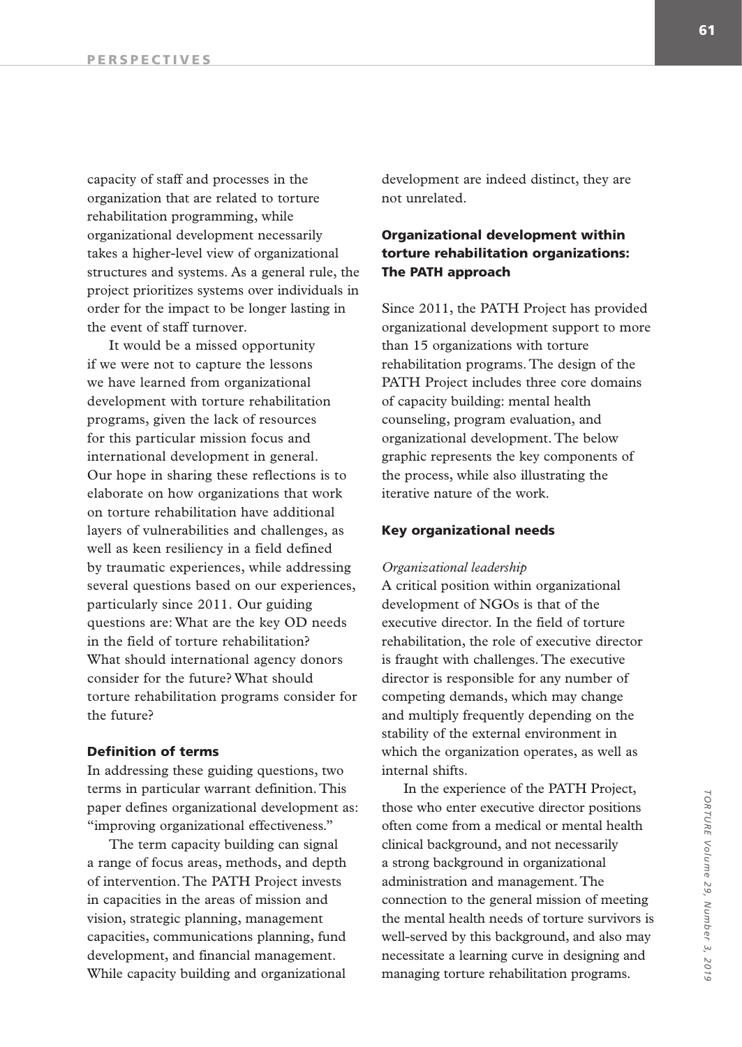capacity of staff and processes in the organization that are related to torture rehabilitation programming, while organizational development necessarily takes a higher-level view of organizational structures and systems. As a general rule, the project prioritizes systems over individuals in order for the impact to be longer lasting in the event of staff turnover.

It would be a missed opportunity if we were not to capture the lessons we have learned from organizational development with torture rehabilitation programs, given the lack of resources for this particular mission focus and international development in general. Our hope in sharing these reflections is to elaborate on how organizations that work on torture rehabilitation have additional layers of vulnerabilities and challenges, as well as keen resiliency in a field defined by traumatic experiences, while addressing several questions based on our experiences, particularly since 2011. Our guiding questions are: What are the key OD needs in the field of torture rehabilitation? What should international agency donors consider for the future? What should torture rehabilitation programs consider for the future?

### Definition of terms

In addressing these guiding questions, two terms in particular warrant definition. This paper defines organizational development as: "improving organizational effectiveness."

The term capacity building can signal a range of focus areas, methods, and depth of intervention. The PATH Project invests in capacities in the areas of mission and vision, strategic planning, management capacities, communications planning, fund development, and financial management. While capacity building and organizational development are indeed distinct, they are not unrelated.

### Organizational development within torture rehabilitation organizations: The PATH approach

Since 2011, the PATH Project has provided organizational development support to more than 15 organizations with torture rehabilitation programs. The design of the PATH Project includes three core domains of capacity building: mental health counseling, program evaluation, and organizational development. The below graphic represents the key components of the process, while also illustrating the iterative nature of the work.

### Key organizational needs

*Organizational leadership*

A critical position within organizational development of NGOs is that of the executive director. In the field of torture rehabilitation, the role of executive director is fraught with challenges. The executive director is responsible for any number of competing demands, which may change and multiply frequently depending on the stability of the external environment in which the organization operates, as well as internal shifts.

In the experience of the PATH Project, those who enter executive director positions often come from a medical or mental health clinical background, and not necessarily a strong background in organizational administration and management. The connection to the general mission of meeting the mental health needs of torture survivors is well-served by this background, and also may necessitate a learning curve in designing and managing torture rehabilitation programs.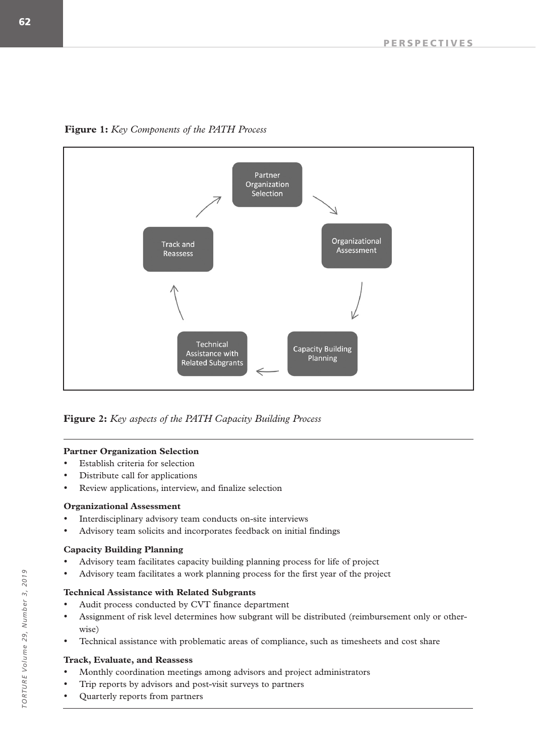**Figure 1:** *Key Components of the PATH Process*

Partner Organization Selection → Organizational Assessment → Capacity Building Planning → Technical Assistance with Related Subgrants → Track and Reassess → Partner Organization Selection

**Figure 2:** *Key aspects of the PATH Capacity Building Process*

**Partner Organization Selection**

- Establish criteria for selection
- Distribute call for applications
- Review applications, interview, and finalize selection

**Organizational Assessment**

- Interdisciplinary advisory team conducts on-site interviews
- Advisory team solicits and incorporates feedback on initial findings

**Capacity Building Planning**

- Advisory team facilitates capacity building planning process for life of project
- Advisory team facilitates a work planning process for the first year of the project

**Technical Assistance with Related Subgrants**

- Audit process conducted by CVT finance department
- Assignment of risk level determines how subgrant will be distributed (reimbursement only or otherwise)
- Technical assistance with problematic areas of compliance, such as timesheets and cost share

**Track, Evaluate, and Reassess**

- Monthly coordination meetings among advisors and project administrators
- Trip reports by advisors and post-visit surveys to partners
- Quarterly reports from partners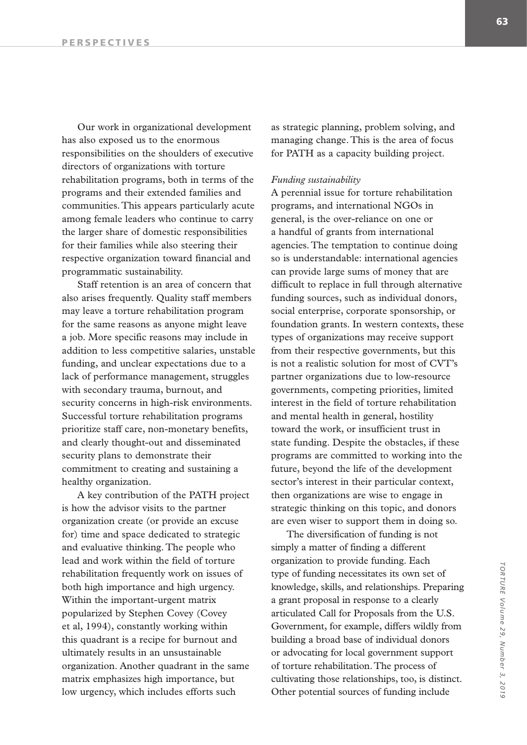Our work in organizational development has also exposed us to the enormous responsibilities on the shoulders of executive directors of organizations with torture rehabilitation programs, both in terms of the programs and their extended families and communities. This appears particularly acute among female leaders who continue to carry the larger share of domestic responsibilities for their families while also steering their respective organization toward financial and programmatic sustainability.

Staff retention is an area of concern that also arises frequently. Quality staff members may leave a torture rehabilitation program for the same reasons as anyone might leave a job. More specific reasons may include in addition to less competitive salaries, unstable funding, and unclear expectations due to a lack of performance management, struggles with secondary trauma, burnout, and security concerns in high-risk environments. Successful torture rehabilitation programs prioritize staff care, non-monetary benefits, and clearly thought-out and disseminated security plans to demonstrate their commitment to creating and sustaining a healthy organization.

A key contribution of the PATH project is how the advisor visits to the partner organization create (or provide an excuse for) time and space dedicated to strategic and evaluative thinking. The people who lead and work within the field of torture rehabilitation frequently work on issues of both high importance and high urgency. Within the important-urgent matrix popularized by Stephen Covey (Covey et al, 1994), constantly working within this quadrant is a recipe for burnout and ultimately results in an unsustainable organization. Another quadrant in the same matrix emphasizes high importance, but low urgency, which includes efforts such as strategic planning, problem solving, and managing change. This is the area of focus for PATH as a capacity building project.

*Funding sustainability*

A perennial issue for torture rehabilitation programs, and international NGOs in general, is the over-reliance on one or a handful of grants from international agencies. The temptation to continue doing so is understandable: international agencies can provide large sums of money that are difficult to replace in full through alternative funding sources, such as individual donors, social enterprise, corporate sponsorship, or foundation grants. In western contexts, these types of organizations may receive support from their respective governments, but this is not a realistic solution for most of CVT's partner organizations due to low-resource governments, competing priorities, limited interest in the field of torture rehabilitation and mental health in general, hostility toward the work, or insufficient trust in state funding. Despite the obstacles, if these programs are committed to working into the future, beyond the life of the development sector's interest in their particular context, then organizations are wise to engage in strategic thinking on this topic, and donors are even wiser to support them in doing so.

The diversification of funding is not simply a matter of finding a different organization to provide funding. Each type of funding necessitates its own set of knowledge, skills, and relationships. Preparing a grant proposal in response to a clearly articulated Call for Proposals from the U.S. Government, for example, differs wildly from building a broad base of individual donors or advocating for local government support of torture rehabilitation. The process of cultivating those relationships, too, is distinct. Other potential sources of funding include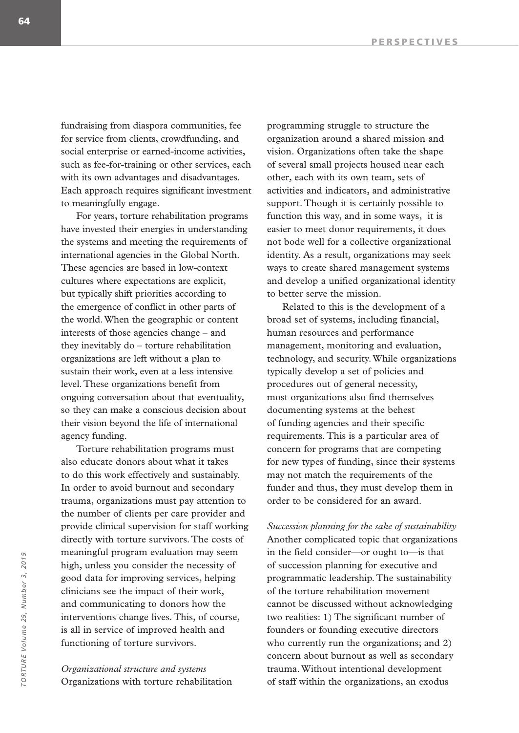fundraising from diaspora communities, fee for service from clients, crowdfunding, and social enterprise or earned-income activities, such as fee-for-training or other services, each with its own advantages and disadvantages. Each approach requires significant investment to meaningfully engage.

For years, torture rehabilitation programs have invested their energies in understanding the systems and meeting the requirements of international agencies in the Global North. These agencies are based in low-context cultures where expectations are explicit, but typically shift priorities according to the emergence of conflict in other parts of the world. When the geographic or content interests of those agencies change – and they inevitably do – torture rehabilitation organizations are left without a plan to sustain their work, even at a less intensive level. These organizations benefit from ongoing conversation about that eventuality, so they can make a conscious decision about their vision beyond the life of international agency funding.

Torture rehabilitation programs must also educate donors about what it takes to do this work effectively and sustainably. In order to avoid burnout and secondary trauma, organizations must pay attention to the number of clients per care provider and provide clinical supervision for staff working directly with torture survivors. The costs of meaningful program evaluation may seem high, unless you consider the necessity of good data for improving services, helping clinicians see the impact of their work, and communicating to donors how the interventions change lives. This, of course, is all in service of improved health and functioning of torture survivors.

*Organizational structure and systems*

Organizations with torture rehabilitation programming struggle to structure the organization around a shared mission and vision. Organizations often take the shape of several small projects housed near each other, each with its own team, sets of activities and indicators, and administrative support. Though it is certainly possible to function this way, and in some ways, it is easier to meet donor requirements, it does not bode well for a collective organizational identity. As a result, organizations may seek ways to create shared management systems and develop a unified organizational identity to better serve the mission.

Related to this is the development of a broad set of systems, including financial, human resources and performance management, monitoring and evaluation, technology, and security. While organizations typically develop a set of policies and procedures out of general necessity, most organizations also find themselves documenting systems at the behest of funding agencies and their specific requirements. This is a particular area of concern for programs that are competing for new types of funding, since their systems may not match the requirements of the funder and thus, they must develop them in order to be considered for an award.

*Succession planning for the sake of sustainability*

Another complicated topic that organizations in the field consider—or ought to—is that of succession planning for executive and programmatic leadership. The sustainability of the torture rehabilitation movement cannot be discussed without acknowledging two realities: 1) The significant number of founders or founding executive directors who currently run the organizations; and 2) concern about burnout as well as secondary trauma. Without intentional development of staff within the organizations, an exodus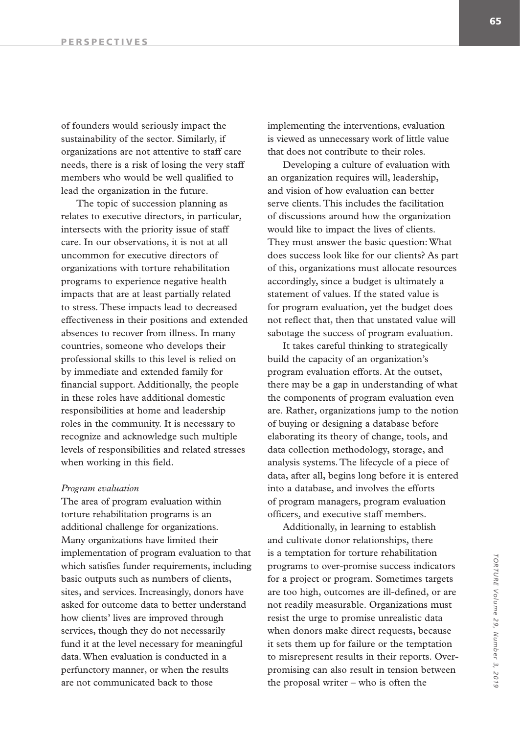of founders would seriously impact the sustainability of the sector. Similarly, if organizations are not attentive to staff care needs, there is a risk of losing the very staff members who would be well qualified to lead the organization in the future.

The topic of succession planning as relates to executive directors, in particular, intersects with the priority issue of staff care. In our observations, it is not at all uncommon for executive directors of organizations with torture rehabilitation programs to experience negative health impacts that are at least partially related to stress. These impacts lead to decreased effectiveness in their positions and extended absences to recover from illness. In many countries, someone who develops their professional skills to this level is relied on by immediate and extended family for financial support. Additionally, the people in these roles have additional domestic responsibilities at home and leadership roles in the community. It is necessary to recognize and acknowledge such multiple levels of responsibilities and related stresses when working in this field.

*Program evaluation*

The area of program evaluation within torture rehabilitation programs is an additional challenge for organizations. Many organizations have limited their implementation of program evaluation to that which satisfies funder requirements, including basic outputs such as numbers of clients, sites, and services. Increasingly, donors have asked for outcome data to better understand how clients' lives are improved through services, though they do not necessarily fund it at the level necessary for meaningful data. When evaluation is conducted in a perfunctory manner, or when the results are not communicated back to those implementing the interventions, evaluation is viewed as unnecessary work of little value that does not contribute to their roles.

Developing a culture of evaluation with an organization requires will, leadership, and vision of how evaluation can better serve clients. This includes the facilitation of discussions around how the organization would like to impact the lives of clients. They must answer the basic question: What does success look like for our clients? As part of this, organizations must allocate resources accordingly, since a budget is ultimately a statement of values. If the stated value is for program evaluation, yet the budget does not reflect that, then that unstated value will sabotage the success of program evaluation.

It takes careful thinking to strategically build the capacity of an organization's program evaluation efforts. At the outset, there may be a gap in understanding of what the components of program evaluation even are. Rather, organizations jump to the notion of buying or designing a database before elaborating its theory of change, tools, and data collection methodology, storage, and analysis systems. The lifecycle of a piece of data, after all, begins long before it is entered into a database, and involves the efforts of program managers, program evaluation officers, and executive staff members.

Additionally, in learning to establish and cultivate donor relationships, there is a temptation for torture rehabilitation programs to over-promise success indicators for a project or program. Sometimes targets are too high, outcomes are ill-defined, or are not readily measurable. Organizations must resist the urge to promise unrealistic data when donors make direct requests, because it sets them up for failure or the temptation to misrepresent results in their reports. Over-promising can also result in tension between the proposal writer – who is often the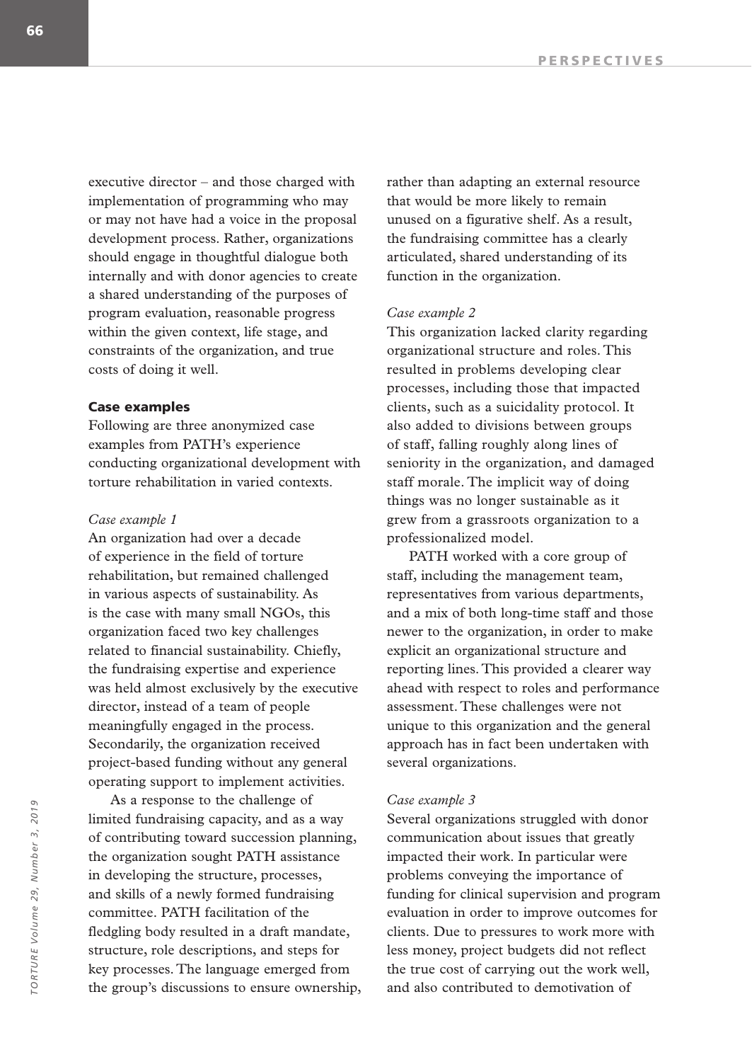executive director – and those charged with implementation of programming who may or may not have had a voice in the proposal development process. Rather, organizations should engage in thoughtful dialogue both internally and with donor agencies to create a shared understanding of the purposes of program evaluation, reasonable progress within the given context, life stage, and constraints of the organization, and true costs of doing it well.

### Case examples

Following are three anonymized case examples from PATH's experience conducting organizational development with torture rehabilitation in varied contexts.

*Case example 1*

An organization had over a decade of experience in the field of torture rehabilitation, but remained challenged in various aspects of sustainability. As is the case with many small NGOs, this organization faced two key challenges related to financial sustainability. Chiefly, the fundraising expertise and experience was held almost exclusively by the executive director, instead of a team of people meaningfully engaged in the process. Secondarily, the organization received project-based funding without any general operating support to implement activities.

As a response to the challenge of limited fundraising capacity, and as a way of contributing toward succession planning, the organization sought PATH assistance in developing the structure, processes, and skills of a newly formed fundraising committee. PATH facilitation of the fledgling body resulted in a draft mandate, structure, role descriptions, and steps for key processes. The language emerged from the group's discussions to ensure ownership, rather than adapting an external resource that would be more likely to remain unused on a figurative shelf. As a result, the fundraising committee has a clearly articulated, shared understanding of its function in the organization.

*Case example 2*

This organization lacked clarity regarding organizational structure and roles. This resulted in problems developing clear processes, including those that impacted clients, such as a suicidality protocol. It also added to divisions between groups of staff, falling roughly along lines of seniority in the organization, and damaged staff morale. The implicit way of doing things was no longer sustainable as it grew from a grassroots organization to a professionalized model.

PATH worked with a core group of staff, including the management team, representatives from various departments, and a mix of both long-time staff and those newer to the organization, in order to make explicit an organizational structure and reporting lines. This provided a clearer way ahead with respect to roles and performance assessment. These challenges were not unique to this organization and the general approach has in fact been undertaken with several organizations.

*Case example 3*

Several organizations struggled with donor communication about issues that greatly impacted their work. In particular were problems conveying the importance of funding for clinical supervision and program evaluation in order to improve outcomes for clients. Due to pressures to work more with less money, project budgets did not reflect the true cost of carrying out the work well, and also contributed to demotivation of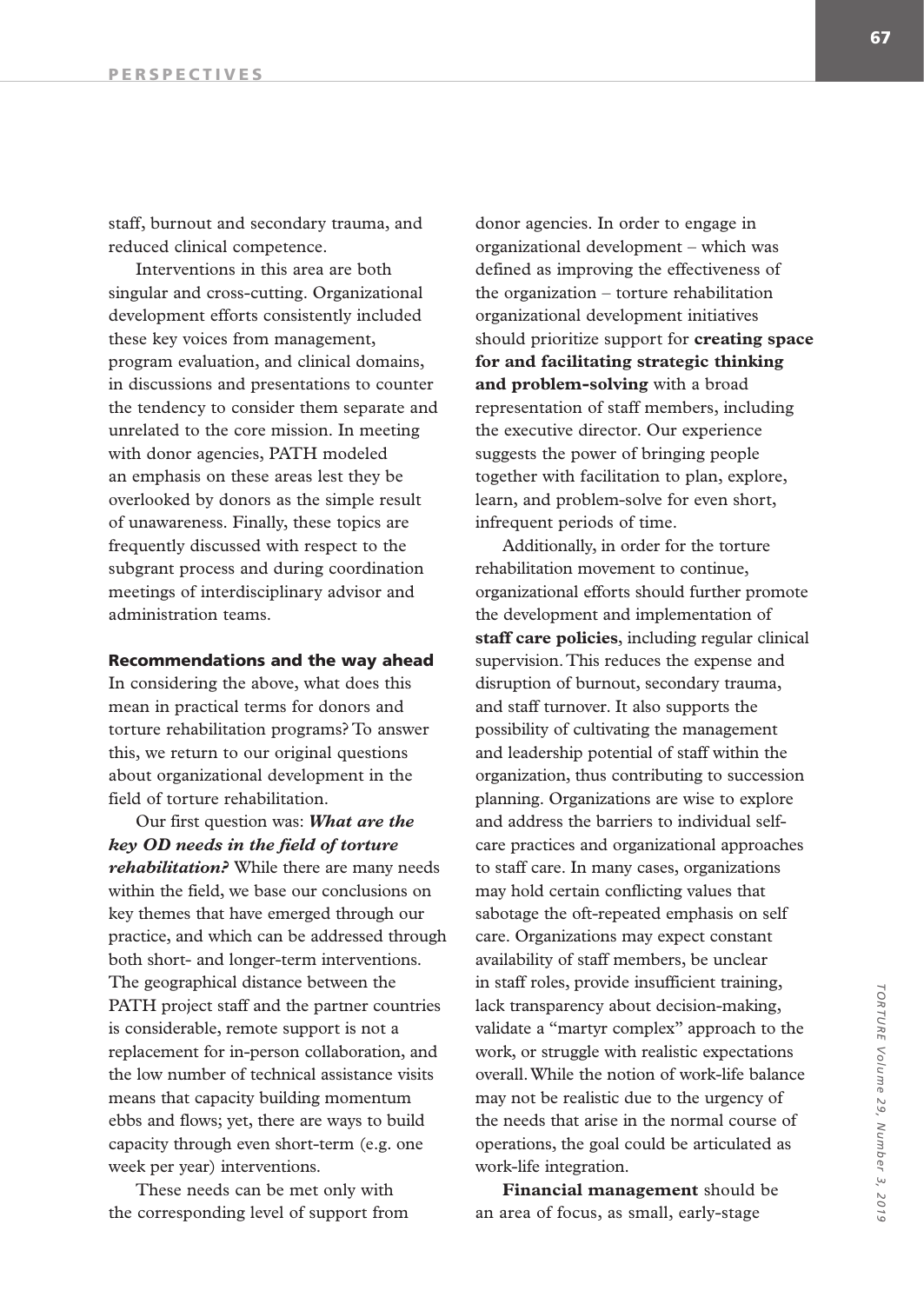staff, burnout and secondary trauma, and reduced clinical competence.

Interventions in this area are both singular and cross-cutting. Organizational development efforts consistently included these key voices from management, program evaluation, and clinical domains, in discussions and presentations to counter the tendency to consider them separate and unrelated to the core mission. In meeting with donor agencies, PATH modeled an emphasis on these areas lest they be overlooked by donors as the simple result of unawareness. Finally, these topics are frequently discussed with respect to the subgrant process and during coordination meetings of interdisciplinary advisor and administration teams.

## Recommendations and the way ahead

In considering the above, what does this mean in practical terms for donors and torture rehabilitation programs? To answer this, we return to our original questions about organizational development in the field of torture rehabilitation.

Our first question was: ***What are the key OD needs in the field of torture rehabilitation?*** While there are many needs within the field, we base our conclusions on key themes that have emerged through our practice, and which can be addressed through both short- and longer-term interventions. The geographical distance between the PATH project staff and the partner countries is considerable, remote support is not a replacement for in-person collaboration, and the low number of technical assistance visits means that capacity building momentum ebbs and flows; yet, there are ways to build capacity through even short-term (e.g. one week per year) interventions.

These needs can be met only with the corresponding level of support from donor agencies. In order to engage in organizational development – which was defined as improving the effectiveness of the organization – torture rehabilitation organizational development initiatives should prioritize support for **creating space for and facilitating strategic thinking and problem-solving** with a broad representation of staff members, including the executive director. Our experience suggests the power of bringing people together with facilitation to plan, explore, learn, and problem-solve for even short, infrequent periods of time.

Additionally, in order for the torture rehabilitation movement to continue, organizational efforts should further promote the development and implementation of **staff care policies**, including regular clinical supervision. This reduces the expense and disruption of burnout, secondary trauma, and staff turnover. It also supports the possibility of cultivating the management and leadership potential of staff within the organization, thus contributing to succession planning. Organizations are wise to explore and address the barriers to individual self-care practices and organizational approaches to staff care. In many cases, organizations may hold certain conflicting values that sabotage the oft-repeated emphasis on self care. Organizations may expect constant availability of staff members, be unclear in staff roles, provide insufficient training, lack transparency about decision-making, validate a "martyr complex" approach to the work, or struggle with realistic expectations overall. While the notion of work-life balance may not be realistic due to the urgency of the needs that arise in the normal course of operations, the goal could be articulated as work-life integration.

**Financial management** should be an area of focus, as small, early-stage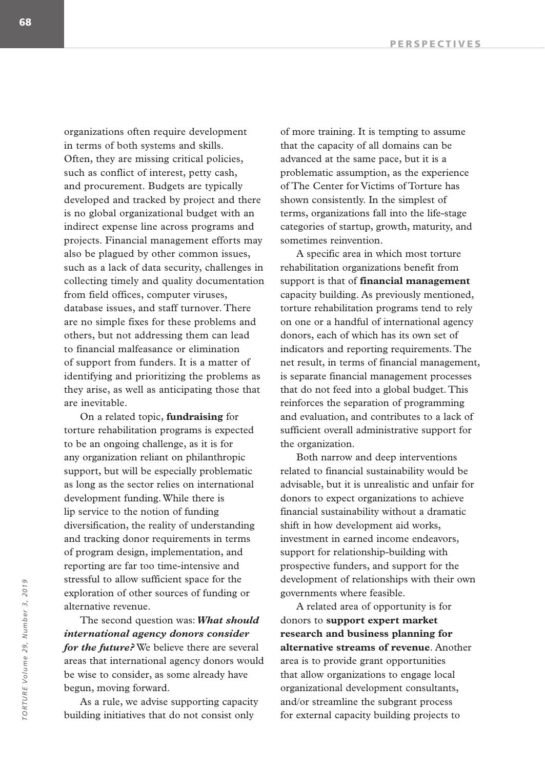organizations often require development in terms of both systems and skills. Often, they are missing critical policies, such as conflict of interest, petty cash, and procurement. Budgets are typically developed and tracked by project and there is no global organizational budget with an indirect expense line across programs and projects. Financial management efforts may also be plagued by other common issues, such as a lack of data security, challenges in collecting timely and quality documentation from field offices, computer viruses, database issues, and staff turnover. There are no simple fixes for these problems and others, but not addressing them can lead to financial malfeasance or elimination of support from funders. It is a matter of identifying and prioritizing the problems as they arise, as well as anticipating those that are inevitable.

On a related topic, **fundraising** for torture rehabilitation programs is expected to be an ongoing challenge, as it is for any organization reliant on philanthropic support, but will be especially problematic as long as the sector relies on international development funding. While there is lip service to the notion of funding diversification, the reality of understanding and tracking donor requirements in terms of program design, implementation, and reporting are far too time-intensive and stressful to allow sufficient space for the exploration of other sources of funding or alternative revenue.

The second question was: ***What should international agency donors consider for the future?*** We believe there are several areas that international agency donors would be wise to consider, as some already have begun, moving forward.

As a rule, we advise supporting capacity building initiatives that do not consist only of more training. It is tempting to assume that the capacity of all domains can be advanced at the same pace, but it is a problematic assumption, as the experience of The Center for Victims of Torture has shown consistently. In the simplest of terms, organizations fall into the life-stage categories of startup, growth, maturity, and sometimes reinvention.

A specific area in which most torture rehabilitation organizations benefit from support is that of **financial management** capacity building. As previously mentioned, torture rehabilitation programs tend to rely on one or a handful of international agency donors, each of which has its own set of indicators and reporting requirements. The net result, in terms of financial management, is separate financial management processes that do not feed into a global budget. This reinforces the separation of programming and evaluation, and contributes to a lack of sufficient overall administrative support for the organization.

Both narrow and deep interventions related to financial sustainability would be advisable, but it is unrealistic and unfair for donors to expect organizations to achieve financial sustainability without a dramatic shift in how development aid works, investment in earned income endeavors, support for relationship-building with prospective funders, and support for the development of relationships with their own governments where feasible.

A related area of opportunity is for donors to **support expert market research and business planning for alternative streams of revenue**. Another area is to provide grant opportunities that allow organizations to engage local organizational development consultants, and/or streamline the subgrant process for external capacity building projects to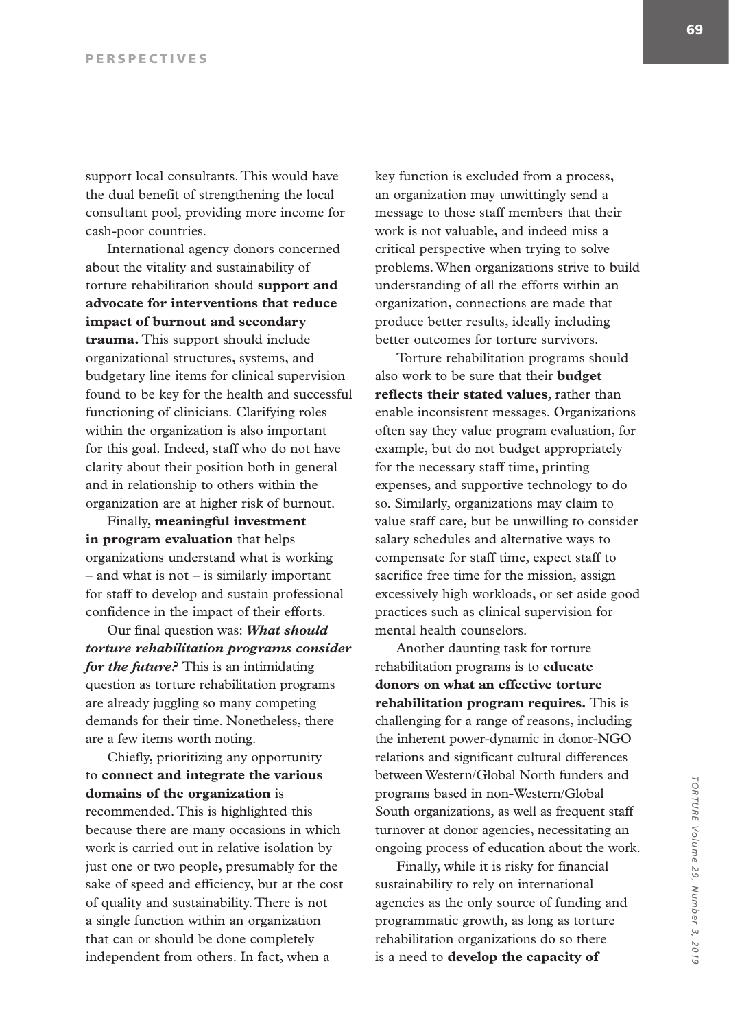support local consultants. This would have the dual benefit of strengthening the local consultant pool, providing more income for cash-poor countries.

International agency donors concerned about the vitality and sustainability of torture rehabilitation should **support and advocate for interventions that reduce impact of burnout and secondary trauma.** This support should include organizational structures, systems, and budgetary line items for clinical supervision found to be key for the health and successful functioning of clinicians. Clarifying roles within the organization is also important for this goal. Indeed, staff who do not have clarity about their position both in general and in relationship to others within the organization are at higher risk of burnout.

Finally, **meaningful investment in program evaluation** that helps organizations understand what is working – and what is not – is similarly important for staff to develop and sustain professional confidence in the impact of their efforts.

Our final question was: ***What should torture rehabilitation programs consider for the future?*** This is an intimidating question as torture rehabilitation programs are already juggling so many competing demands for their time. Nonetheless, there are a few items worth noting.

Chiefly, prioritizing any opportunity to **connect and integrate the various domains of the organization** is recommended. This is highlighted this because there are many occasions in which work is carried out in relative isolation by just one or two people, presumably for the sake of speed and efficiency, but at the cost of quality and sustainability. There is not a single function within an organization that can or should be done completely independent from others. In fact, when a key function is excluded from a process, an organization may unwittingly send a message to those staff members that their work is not valuable, and indeed miss a critical perspective when trying to solve problems. When organizations strive to build understanding of all the efforts within an organization, connections are made that produce better results, ideally including better outcomes for torture survivors.

Torture rehabilitation programs should also work to be sure that their **budget reflects their stated values**, rather than enable inconsistent messages. Organizations often say they value program evaluation, for example, but do not budget appropriately for the necessary staff time, printing expenses, and supportive technology to do so. Similarly, organizations may claim to value staff care, but be unwilling to consider salary schedules and alternative ways to compensate for staff time, expect staff to sacrifice free time for the mission, assign excessively high workloads, or set aside good practices such as clinical supervision for mental health counselors.

Another daunting task for torture rehabilitation programs is to **educate donors on what an effective torture rehabilitation program requires.** This is challenging for a range of reasons, including the inherent power-dynamic in donor-NGO relations and significant cultural differences between Western/Global North funders and programs based in non-Western/Global South organizations, as well as frequent staff turnover at donor agencies, necessitating an ongoing process of education about the work.

Finally, while it is risky for financial sustainability to rely on international agencies as the only source of funding and programmatic growth, as long as torture rehabilitation organizations do so there is a need to **develop the capacity of**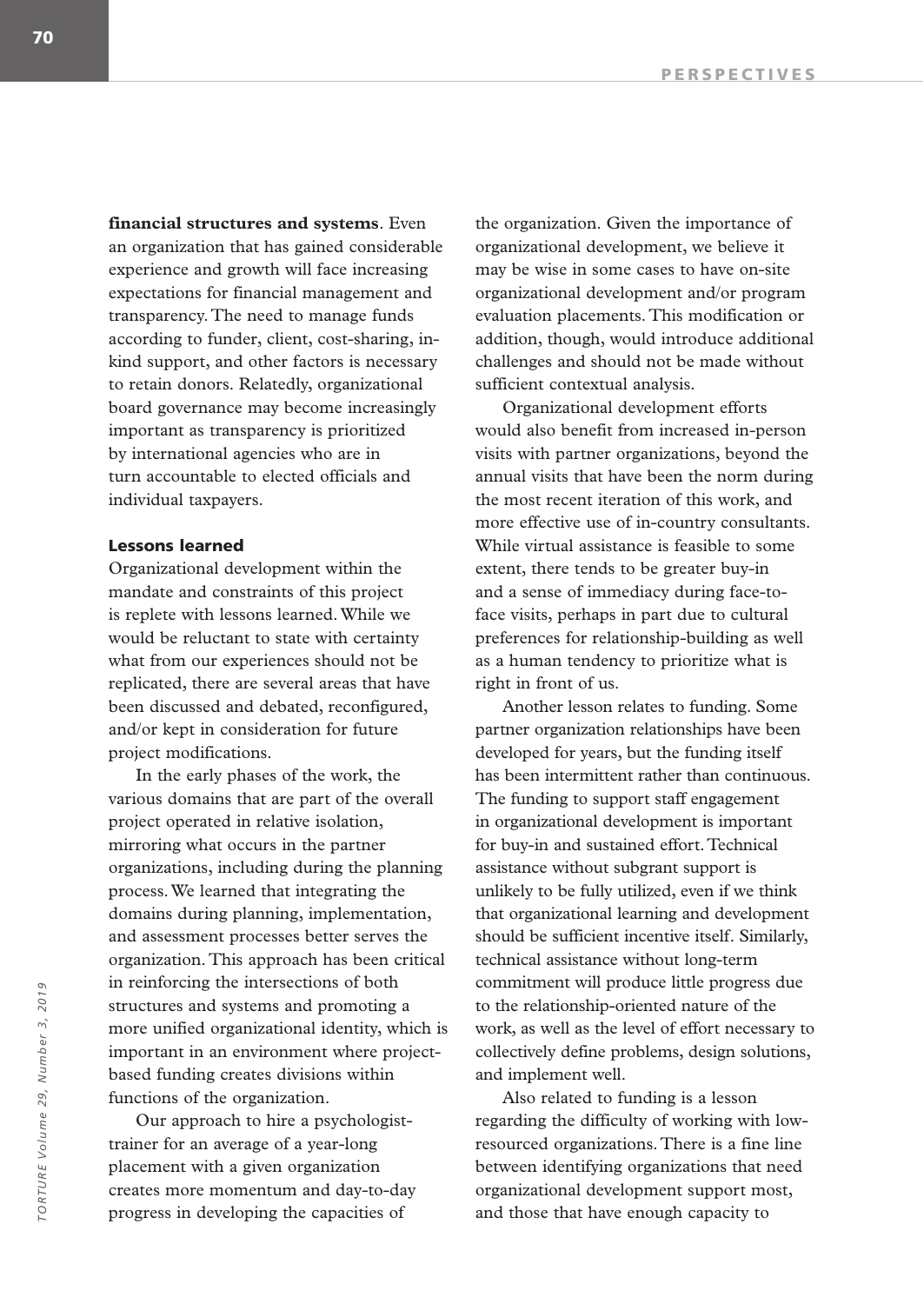**financial structures and systems**. Even an organization that has gained considerable experience and growth will face increasing expectations for financial management and transparency. The need to manage funds according to funder, client, cost-sharing, in-kind support, and other factors is necessary to retain donors. Relatedly, organizational board governance may become increasingly important as transparency is prioritized by international agencies who are in turn accountable to elected officials and individual taxpayers.

#### Lessons learned

Organizational development within the mandate and constraints of this project is replete with lessons learned. While we would be reluctant to state with certainty what from our experiences should not be replicated, there are several areas that have been discussed and debated, reconfigured, and/or kept in consideration for future project modifications.

In the early phases of the work, the various domains that are part of the overall project operated in relative isolation, mirroring what occurs in the partner organizations, including during the planning process. We learned that integrating the domains during planning, implementation, and assessment processes better serves the organization. This approach has been critical in reinforcing the intersections of both structures and systems and promoting a more unified organizational identity, which is important in an environment where project-based funding creates divisions within functions of the organization.

Our approach to hire a psychologist-trainer for an average of a year-long placement with a given organization creates more momentum and day-to-day progress in developing the capacities of the organization. Given the importance of organizational development, we believe it may be wise in some cases to have on-site organizational development and/or program evaluation placements. This modification or addition, though, would introduce additional challenges and should not be made without sufficient contextual analysis.

Organizational development efforts would also benefit from increased in-person visits with partner organizations, beyond the annual visits that have been the norm during the most recent iteration of this work, and more effective use of in-country consultants. While virtual assistance is feasible to some extent, there tends to be greater buy-in and a sense of immediacy during face-to-face visits, perhaps in part due to cultural preferences for relationship-building as well as a human tendency to prioritize what is right in front of us.

Another lesson relates to funding. Some partner organization relationships have been developed for years, but the funding itself has been intermittent rather than continuous. The funding to support staff engagement in organizational development is important for buy-in and sustained effort. Technical assistance without subgrant support is unlikely to be fully utilized, even if we think that organizational learning and development should be sufficient incentive itself. Similarly, technical assistance without long-term commitment will produce little progress due to the relationship-oriented nature of the work, as well as the level of effort necessary to collectively define problems, design solutions, and implement well.

Also related to funding is a lesson regarding the difficulty of working with low-resourced organizations. There is a fine line between identifying organizations that need organizational development support most, and those that have enough capacity to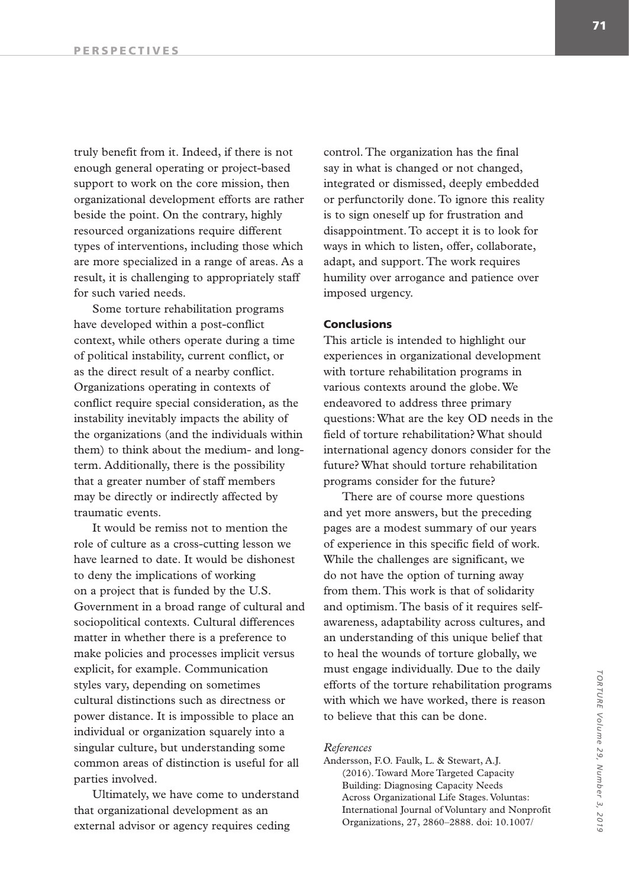truly benefit from it. Indeed, if there is not enough general operating or project-based support to work on the core mission, then organizational development efforts are rather beside the point. On the contrary, highly resourced organizations require different types of interventions, including those which are more specialized in a range of areas. As a result, it is challenging to appropriately staff for such varied needs.

Some torture rehabilitation programs have developed within a post-conflict context, while others operate during a time of political instability, current conflict, or as the direct result of a nearby conflict. Organizations operating in contexts of conflict require special consideration, as the instability inevitably impacts the ability of the organizations (and the individuals within them) to think about the medium- and long-term. Additionally, there is the possibility that a greater number of staff members may be directly or indirectly affected by traumatic events.

It would be remiss not to mention the role of culture as a cross-cutting lesson we have learned to date. It would be dishonest to deny the implications of working on a project that is funded by the U.S. Government in a broad range of cultural and sociopolitical contexts. Cultural differences matter in whether there is a preference to make policies and processes implicit versus explicit, for example. Communication styles vary, depending on sometimes cultural distinctions such as directness or power distance. It is impossible to place an individual or organization squarely into a singular culture, but understanding some common areas of distinction is useful for all parties involved.

Ultimately, we have come to understand that organizational development as an external advisor or agency requires ceding control. The organization has the final say in what is changed or not changed, integrated or dismissed, deeply embedded or perfunctorily done. To ignore this reality is to sign oneself up for frustration and disappointment. To accept it is to look for ways in which to listen, offer, collaborate, adapt, and support. The work requires humility over arrogance and patience over imposed urgency.

## Conclusions

This article is intended to highlight our experiences in organizational development with torture rehabilitation programs in various contexts around the globe. We endeavored to address three primary questions: What are the key OD needs in the field of torture rehabilitation? What should international agency donors consider for the future? What should torture rehabilitation programs consider for the future?

There are of course more questions and yet more answers, but the preceding pages are a modest summary of our years of experience in this specific field of work. While the challenges are significant, we do not have the option of turning away from them. This work is that of solidarity and optimism. The basis of it requires self-awareness, adaptability across cultures, and an understanding of this unique belief that to heal the wounds of torture globally, we must engage individually. Due to the daily efforts of the torture rehabilitation programs with which we have worked, there is reason to believe that this can be done.

*References*

Andersson, F.O. Faulk, L. & Stewart, A.J. (2016). Toward More Targeted Capacity Building: Diagnosing Capacity Needs Across Organizational Life Stages. Voluntas: International Journal of Voluntary and Nonprofit Organizations, 27, 2860–2888. doi: 10.1007/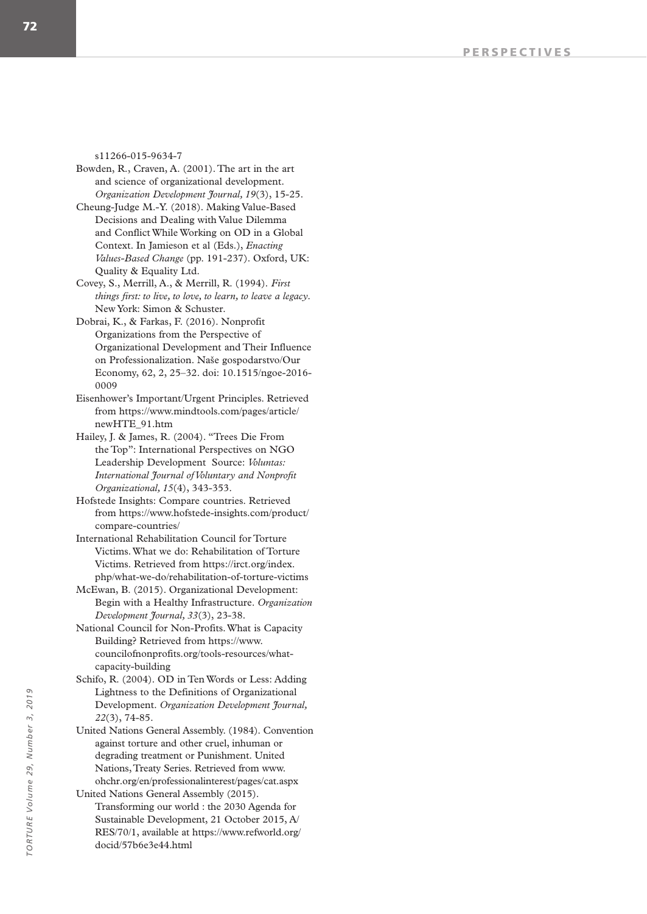s11266-015-9634-7

Bowden, R., Craven, A. (2001). The art in the art and science of organizational development. *Organization Development Journal, 19*(3), 15-25.

Cheung-Judge M.-Y. (2018). Making Value-Based Decisions and Dealing with Value Dilemma and Conflict While Working on OD in a Global Context. In Jamieson et al (Eds.), *Enacting Values-Based Change* (pp. 191-237). Oxford, UK: Quality & Equality Ltd.

Covey, S., Merrill, A., & Merrill, R. (1994). *First things first: to live, to love, to learn, to leave a legacy*. New York: Simon & Schuster.

Dobrai, K., & Farkas, F. (2016). Nonprofit Organizations from the Perspective of Organizational Development and Their Influence on Professionalization. Naše gospodarstvo/Our Economy, 62, 2, 25–32. doi: 10.1515/ngoe-2016-0009

Eisenhower's Important/Urgent Principles. Retrieved from https://www.mindtools.com/pages/article/newHTE_91.htm

Hailey, J. & James, R. (2004). "Trees Die From the Top": International Perspectives on NGO Leadership Development Source: *Voluntas: International Journal of Voluntary and Nonprofit Organizational, 15*(4), 343-353.

Hofstede Insights: Compare countries. Retrieved from https://www.hofstede-insights.com/product/compare-countries/

International Rehabilitation Council for Torture Victims. What we do: Rehabilitation of Torture Victims. Retrieved from https://irct.org/index.php/what-we-do/rehabilitation-of-torture-victims

McEwan, B. (2015). Organizational Development: Begin with a Healthy Infrastructure. *Organization Development Journal, 33*(3), 23-38.

National Council for Non-Profits. What is Capacity Building? Retrieved from https://www.councilofnonprofits.org/tools-resources/what-capacity-building

Schifo, R. (2004). OD in Ten Words or Less: Adding Lightness to the Definitions of Organizational Development. *Organization Development Journal, 22*(3), 74-85.

United Nations General Assembly. (1984). Convention against torture and other cruel, inhuman or degrading treatment or Punishment. United Nations, Treaty Series. Retrieved from www.ohchr.org/en/professionalinterest/pages/cat.aspx

United Nations General Assembly (2015). Transforming our world : the 2030 Agenda for Sustainable Development, 21 October 2015, A/RES/70/1, available at https://www.refworld.org/docid/57b6e3e44.html